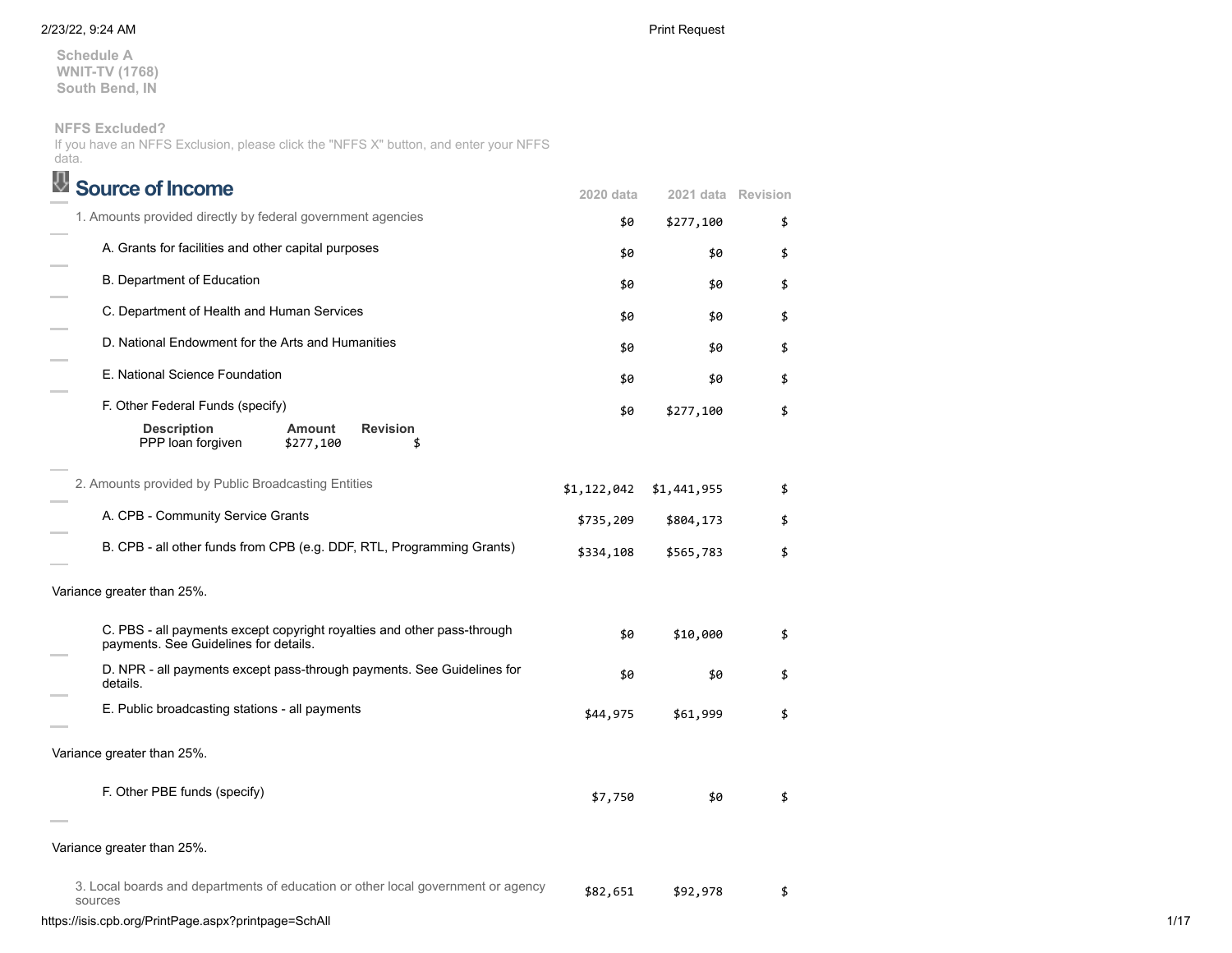Schedule A
WNIT-TV (1768)
South Bend, IN

**NFFS Excluded?**
If you have an NFFS Exclusion, please click the "NFFS X" button, and enter your NFFS data.

## Source of Income

| | 2020 data | 2021 data | Revision |
|---|---|---|---|
| 1. Amounts provided directly by federal government agencies | $0 | $277,100 | $ |
| A. Grants for facilities and other capital purposes | $0 | $0 | $ |
| B. Department of Education | $0 | $0 | $ |
| C. Department of Health and Human Services | $0 | $0 | $ |
| D. National Endowment for the Arts and Humanities | $0 | $0 | $ |
| E. National Science Foundation | $0 | $0 | $ |
| F. Other Federal Funds (specify) | $0 | $277,100 | $ |

| Description | Amount | Revision |
|---|---|---|
| PPP loan forgiven | $277,100 | $ |

| | 2020 data | 2021 data | Revision |
|---|---|---|---|
| 2. Amounts provided by Public Broadcasting Entities | $1,122,042 | $1,441,955 | $ |
| A. CPB - Community Service Grants | $735,209 | $804,173 | $ |
| B. CPB - all other funds from CPB (e.g. DDF, RTL, Programming Grants) | $334,108 | $565,783 | $ |

Variance greater than 25%.

| | 2020 data | 2021 data | Revision |
|---|---|---|---|
| C. PBS - all payments except copyright royalties and other pass-through payments. See Guidelines for details. | $0 | $10,000 | $ |
| D. NPR - all payments except pass-through payments. See Guidelines for details. | $0 | $0 | $ |
| E. Public broadcasting stations - all payments | $44,975 | $61,999 | $ |

Variance greater than 25%.

| | 2020 data | 2021 data | Revision |
|---|---|---|---|
| F. Other PBE funds (specify) | $7,750 | $0 | $ |

Variance greater than 25%.

| | 2020 data | 2021 data | Revision |
|---|---|---|---|
| 3. Local boards and departments of education or other local government or agency sources | $82,651 | $92,978 | $ |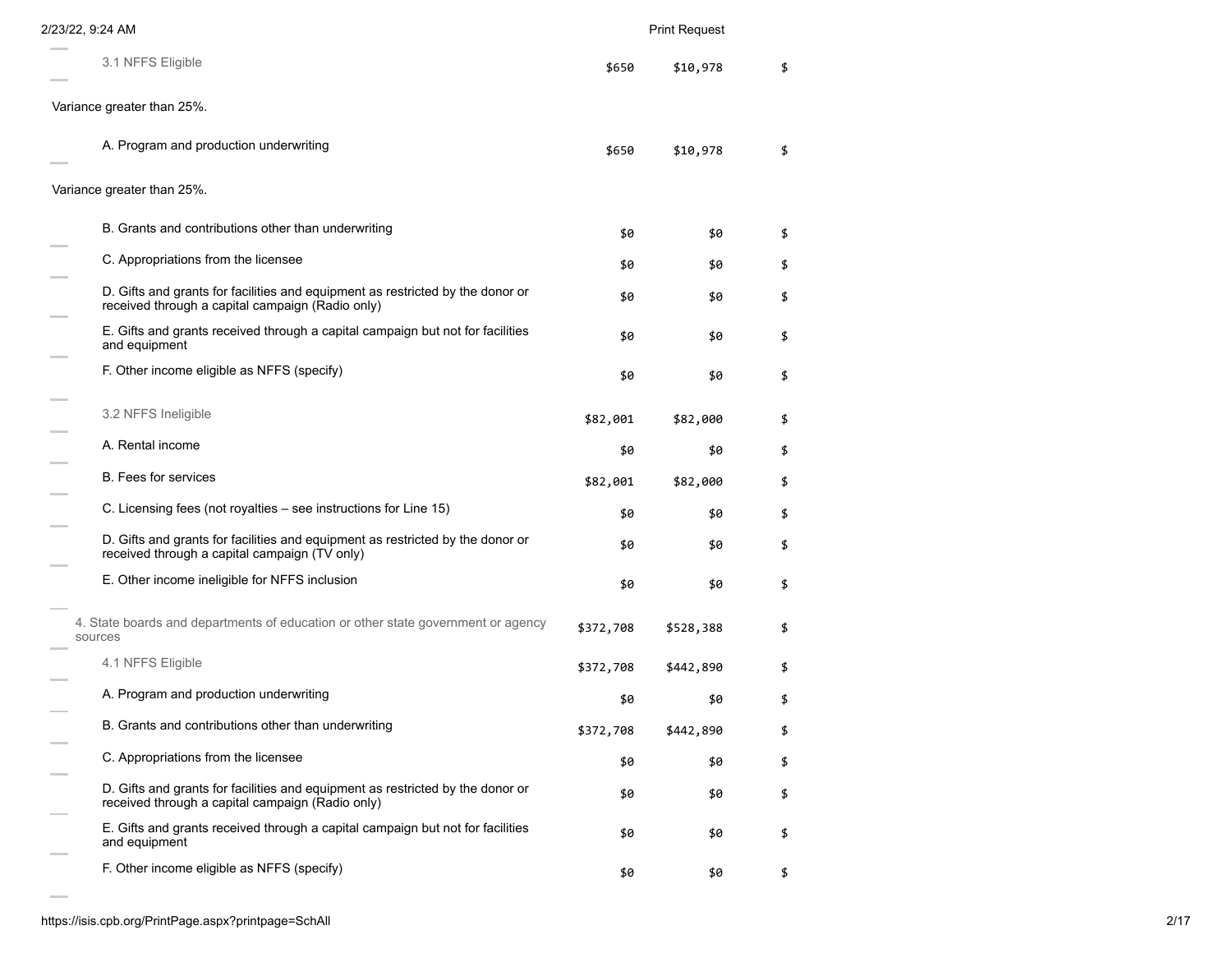| | | | |
|---|---|---|---|
| 3.1 NFFS Eligible | $650 | $10,978 | $ |
| Variance greater than 25%. | | | |
| A. Program and production underwriting | $650 | $10,978 | $ |
| Variance greater than 25%. | | | |
| B. Grants and contributions other than underwriting | $0 | $0 | $ |
| C. Appropriations from the licensee | $0 | $0 | $ |
| D. Gifts and grants for facilities and equipment as restricted by the donor or received through a capital campaign (Radio only) | $0 | $0 | $ |
| E. Gifts and grants received through a capital campaign but not for facilities and equipment | $0 | $0 | $ |
| F. Other income eligible as NFFS (specify) | $0 | $0 | $ |
| 3.2 NFFS Ineligible | $82,001 | $82,000 | $ |
| A. Rental income | $0 | $0 | $ |
| B. Fees for services | $82,001 | $82,000 | $ |
| C. Licensing fees (not royalties – see instructions for Line 15) | $0 | $0 | $ |
| D. Gifts and grants for facilities and equipment as restricted by the donor or received through a capital campaign (TV only) | $0 | $0 | $ |
| E. Other income ineligible for NFFS inclusion | $0 | $0 | $ |
| 4. State boards and departments of education or other state government or agency sources | $372,708 | $528,388 | $ |
| 4.1 NFFS Eligible | $372,708 | $442,890 | $ |
| A. Program and production underwriting | $0 | $0 | $ |
| B. Grants and contributions other than underwriting | $372,708 | $442,890 | $ |
| C. Appropriations from the licensee | $0 | $0 | $ |
| D. Gifts and grants for facilities and equipment as restricted by the donor or received through a capital campaign (Radio only) | $0 | $0 | $ |
| E. Gifts and grants received through a capital campaign but not for facilities and equipment | $0 | $0 | $ |
| F. Other income eligible as NFFS (specify) | $0 | $0 | $ |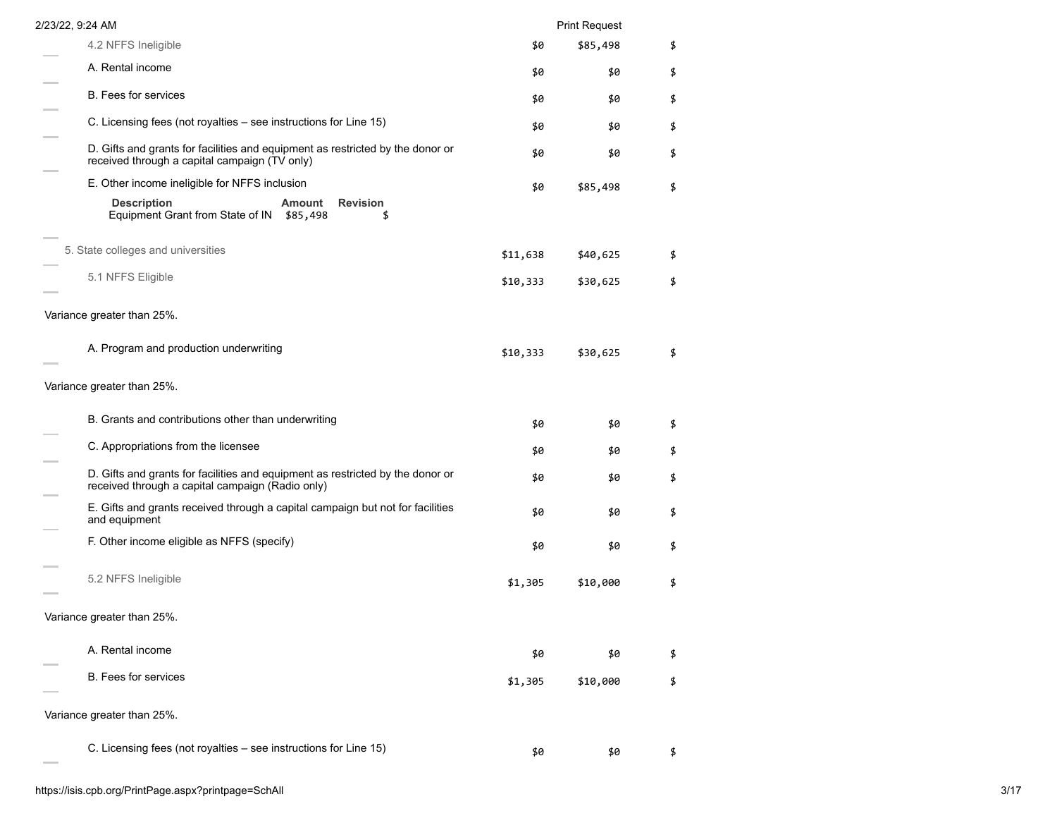| Item | | | |
|---|---|---|---|
| 4.2 NFFS Ineligible | $0 | $85,498 | $ |
| A. Rental income | $0 | $0 | $ |
| B. Fees for services | $0 | $0 | $ |
| C. Licensing fees (not royalties – see instructions for Line 15) | $0 | $0 | $ |
| D. Gifts and grants for facilities and equipment as restricted by the donor or received through a capital campaign (TV only) | $0 | $0 | $ |
| E. Other income ineligible for NFFS inclusion | $0 | $85,498 | $ |

| Description | Amount | Revision |
|---|---|---|
| Equipment Grant from State of IN | $85,498 | $ |

| Item | | | |
|---|---|---|---|
| 5. State colleges and universities | $11,638 | $40,625 | $ |
| 5.1 NFFS Eligible | $10,333 | $30,625 | $ |

Variance greater than 25%.

| Item | | | |
|---|---|---|---|
| A. Program and production underwriting | $10,333 | $30,625 | $ |

Variance greater than 25%.

| Item | | | |
|---|---|---|---|
| B. Grants and contributions other than underwriting | $0 | $0 | $ |
| C. Appropriations from the licensee | $0 | $0 | $ |
| D. Gifts and grants for facilities and equipment as restricted by the donor or received through a capital campaign (Radio only) | $0 | $0 | $ |
| E. Gifts and grants received through a capital campaign but not for facilities and equipment | $0 | $0 | $ |
| F. Other income eligible as NFFS (specify) | $0 | $0 | $ |
| 5.2 NFFS Ineligible | $1,305 | $10,000 | $ |

Variance greater than 25%.

| Item | | | |
|---|---|---|---|
| A. Rental income | $0 | $0 | $ |
| B. Fees for services | $1,305 | $10,000 | $ |

Variance greater than 25%.

| Item | | | |
|---|---|---|---|
| C. Licensing fees (not royalties – see instructions for Line 15) | $0 | $0 | $ |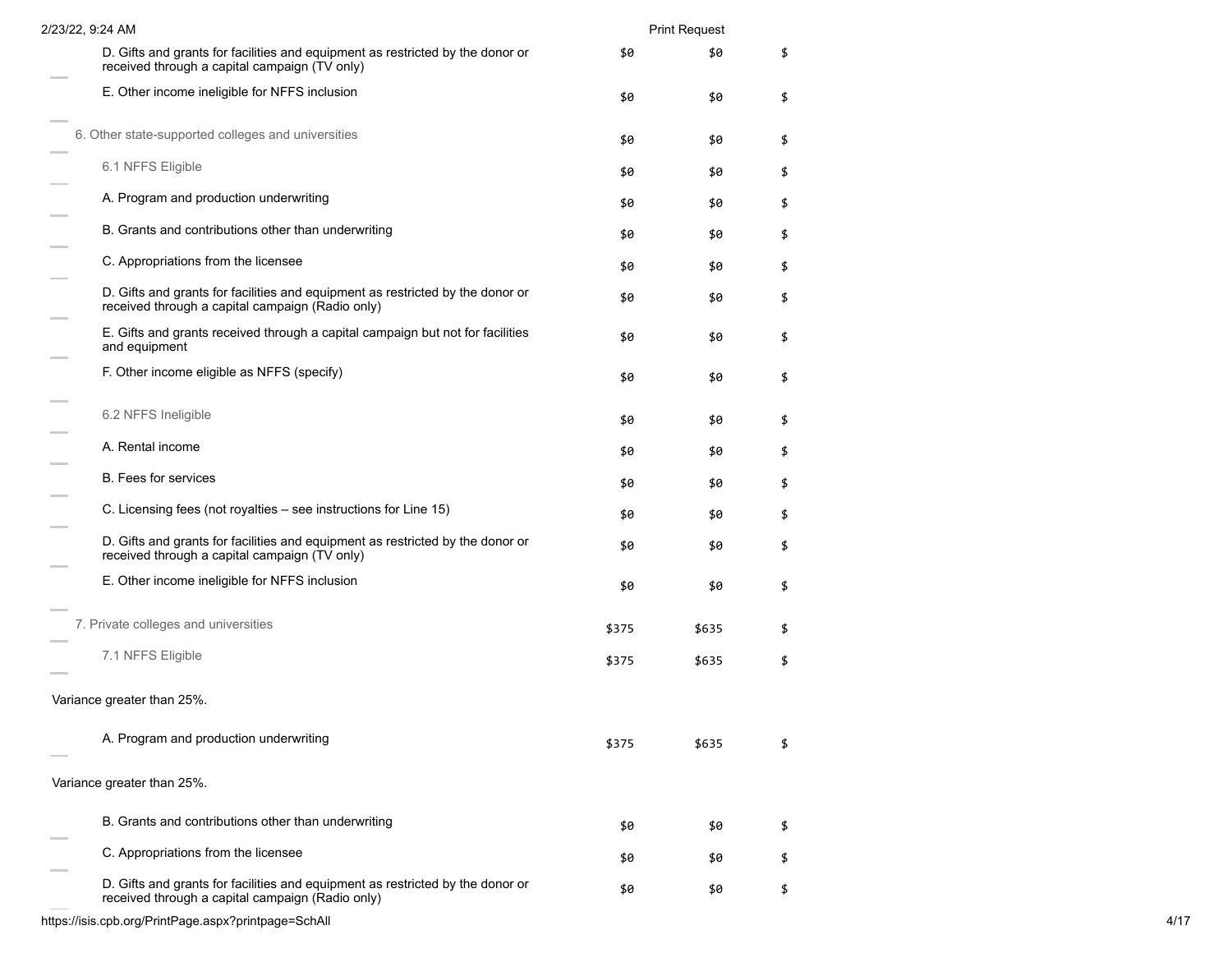| | | | |
|---|---|---|---|
| D. Gifts and grants for facilities and equipment as restricted by the donor or received through a capital campaign (TV only) | $0 | $0 | $ |
| E. Other income ineligible for NFFS inclusion | $0 | $0 | $ |
| 6. Other state-supported colleges and universities | $0 | $0 | $ |
| 6.1 NFFS Eligible | $0 | $0 | $ |
| A. Program and production underwriting | $0 | $0 | $ |
| B. Grants and contributions other than underwriting | $0 | $0 | $ |
| C. Appropriations from the licensee | $0 | $0 | $ |
| D. Gifts and grants for facilities and equipment as restricted by the donor or received through a capital campaign (Radio only) | $0 | $0 | $ |
| E. Gifts and grants received through a capital campaign but not for facilities and equipment | $0 | $0 | $ |
| F. Other income eligible as NFFS (specify) | $0 | $0 | $ |
| 6.2 NFFS Ineligible | $0 | $0 | $ |
| A. Rental income | $0 | $0 | $ |
| B. Fees for services | $0 | $0 | $ |
| C. Licensing fees (not royalties – see instructions for Line 15) | $0 | $0 | $ |
| D. Gifts and grants for facilities and equipment as restricted by the donor or received through a capital campaign (TV only) | $0 | $0 | $ |
| E. Other income ineligible for NFFS inclusion | $0 | $0 | $ |
| 7. Private colleges and universities | $375 | $635 | $ |
| 7.1 NFFS Eligible | $375 | $635 | $ |

Variance greater than 25%.

| | | | |
|---|---|---|---|
| A. Program and production underwriting | $375 | $635 | $ |

Variance greater than 25%.

| | | | |
|---|---|---|---|
| B. Grants and contributions other than underwriting | $0 | $0 | $ |
| C. Appropriations from the licensee | $0 | $0 | $ |
| D. Gifts and grants for facilities and equipment as restricted by the donor or received through a capital campaign (Radio only) | $0 | $0 | $ |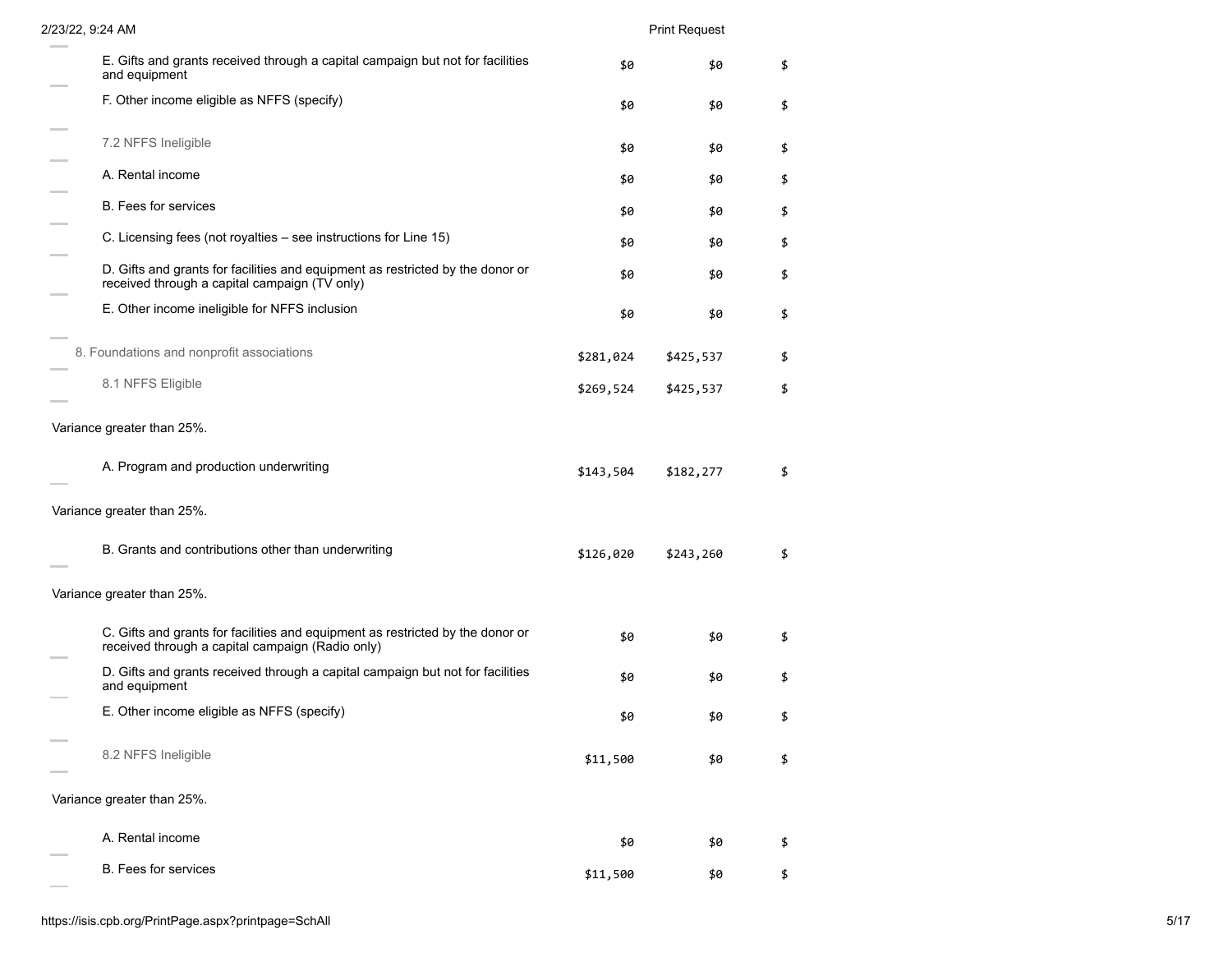| Item | | | |
|---|---|---|---|
| E. Gifts and grants received through a capital campaign but not for facilities and equipment | $0 | $0 | $ |
| F. Other income eligible as NFFS (specify) | $0 | $0 | $ |
| 7.2 NFFS Ineligible | $0 | $0 | $ |
| A. Rental income | $0 | $0 | $ |
| B. Fees for services | $0 | $0 | $ |
| C. Licensing fees (not royalties – see instructions for Line 15) | $0 | $0 | $ |
| D. Gifts and grants for facilities and equipment as restricted by the donor or received through a capital campaign (TV only) | $0 | $0 | $ |
| E. Other income ineligible for NFFS inclusion | $0 | $0 | $ |
| 8. Foundations and nonprofit associations | $281,024 | $425,537 | $ |
| 8.1 NFFS Eligible | $269,524 | $425,537 | $ |
| Variance greater than 25%. | | | |
| A. Program and production underwriting | $143,504 | $182,277 | $ |
| Variance greater than 25%. | | | |
| B. Grants and contributions other than underwriting | $126,020 | $243,260 | $ |
| Variance greater than 25%. | | | |
| C. Gifts and grants for facilities and equipment as restricted by the donor or received through a capital campaign (Radio only) | $0 | $0 | $ |
| D. Gifts and grants received through a capital campaign but not for facilities and equipment | $0 | $0 | $ |
| E. Other income eligible as NFFS (specify) | $0 | $0 | $ |
| 8.2 NFFS Ineligible | $11,500 | $0 | $ |
| Variance greater than 25%. | | | |
| A. Rental income | $0 | $0 | $ |
| B. Fees for services | $11,500 | $0 | $ |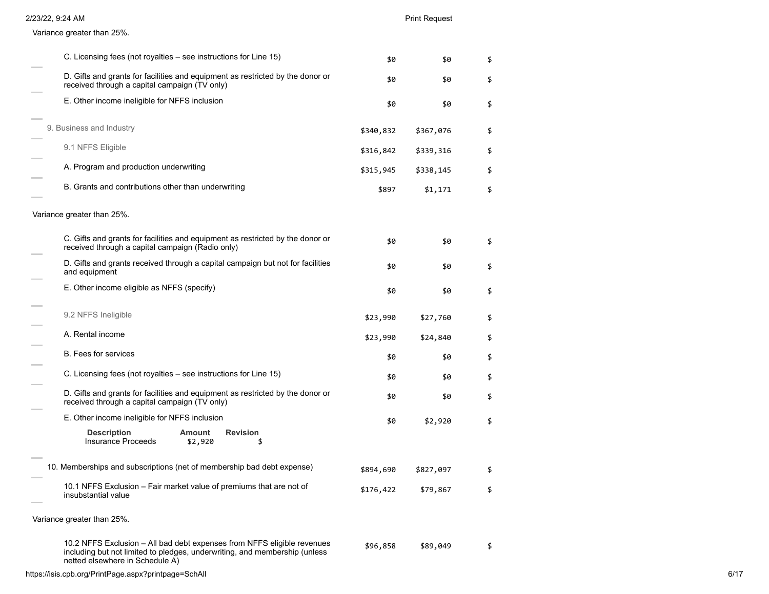Variance greater than 25%.

| | | | |
|---|---|---|---|
| C. Licensing fees (not royalties – see instructions for Line 15) | $0 | $0 | $ |
| D. Gifts and grants for facilities and equipment as restricted by the donor or received through a capital campaign (TV only) | $0 | $0 | $ |
| E. Other income ineligible for NFFS inclusion | $0 | $0 | $ |
| 9. Business and Industry | $340,832 | $367,076 | $ |
| 9.1 NFFS Eligible | $316,842 | $339,316 | $ |
| A. Program and production underwriting | $315,945 | $338,145 | $ |
| B. Grants and contributions other than underwriting | $897 | $1,171 | $ |

Variance greater than 25%.

| | | | |
|---|---|---|---|
| C. Gifts and grants for facilities and equipment as restricted by the donor or received through a capital campaign (Radio only) | $0 | $0 | $ |
| D. Gifts and grants received through a capital campaign but not for facilities and equipment | $0 | $0 | $ |
| E. Other income eligible as NFFS (specify) | $0 | $0 | $ |
| 9.2 NFFS Ineligible | $23,990 | $27,760 | $ |
| A. Rental income | $23,990 | $24,840 | $ |
| B. Fees for services | $0 | $0 | $ |
| C. Licensing fees (not royalties – see instructions for Line 15) | $0 | $0 | $ |
| D. Gifts and grants for facilities and equipment as restricted by the donor or received through a capital campaign (TV only) | $0 | $0 | $ |
| E. Other income ineligible for NFFS inclusion | $0 | $2,920 | $ |

| Description | Amount | Revision |
|---|---|---|
| Insurance Proceeds | $2,920 | $ |

| | | | |
|---|---|---|---|
| 10. Memberships and subscriptions (net of membership bad debt expense) | $894,690 | $827,097 | $ |
| 10.1 NFFS Exclusion – Fair market value of premiums that are not of insubstantial value | $176,422 | $79,867 | $ |

Variance greater than 25%.

| | | | |
|---|---|---|---|
| 10.2 NFFS Exclusion – All bad debt expenses from NFFS eligible revenues including but not limited to pledges, underwriting, and membership (unless netted elsewhere in Schedule A) | $96,858 | $89,049 | $ |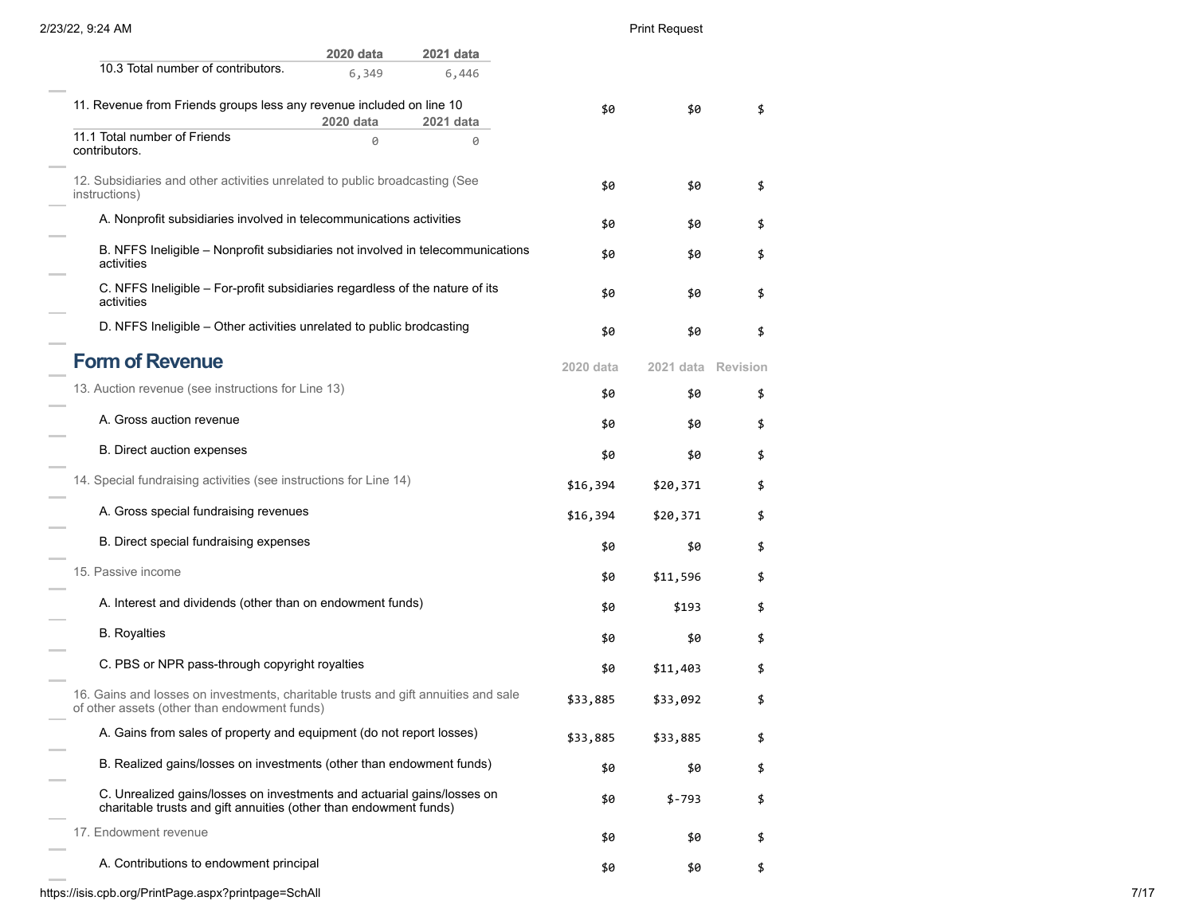| | 2020 data | 2021 data |
|---|---|---|
| 10.3 Total number of contributors. | 6,349 | 6,446 |

| | 2020 data | 2021 data | Revision |
|---|---|---|---|
| 11. Revenue from Friends groups less any revenue included on line 10 | $0 | $0 | $ |

| | 2020 data | 2021 data |
|---|---|---|
| 11.1 Total number of Friends contributors. | 0 | 0 |

| | 2020 data | 2021 data | Revision |
|---|---|---|---|
| 12. Subsidiaries and other activities unrelated to public broadcasting (See instructions) | $0 | $0 | $ |
| A. Nonprofit subsidiaries involved in telecommunications activities | $0 | $0 | $ |
| B. NFFS Ineligible – Nonprofit subsidiaries not involved in telecommunications activities | $0 | $0 | $ |
| C. NFFS Ineligible – For-profit subsidiaries regardless of the nature of its activities | $0 | $0 | $ |
| D. NFFS Ineligible – Other activities unrelated to public brodcasting | $0 | $0 | $ |

## Form of Revenue

| | 2020 data | 2021 data | Revision |
|---|---|---|---|
| 13. Auction revenue (see instructions for Line 13) | $0 | $0 | $ |
| A. Gross auction revenue | $0 | $0 | $ |
| B. Direct auction expenses | $0 | $0 | $ |
| 14. Special fundraising activities (see instructions for Line 14) | $16,394 | $20,371 | $ |
| A. Gross special fundraising revenues | $16,394 | $20,371 | $ |
| B. Direct special fundraising expenses | $0 | $0 | $ |
| 15. Passive income | $0 | $11,596 | $ |
| A. Interest and dividends (other than on endowment funds) | $0 | $193 | $ |
| B. Royalties | $0 | $0 | $ |
| C. PBS or NPR pass-through copyright royalties | $0 | $11,403 | $ |
| 16. Gains and losses on investments, charitable trusts and gift annuities and sale of other assets (other than endowment funds) | $33,885 | $33,092 | $ |
| A. Gains from sales of property and equipment (do not report losses) | $33,885 | $33,885 | $ |
| B. Realized gains/losses on investments (other than endowment funds) | $0 | $0 | $ |
| C. Unrealized gains/losses on investments and actuarial gains/losses on charitable trusts and gift annuities (other than endowment funds) | $0 | $-793 | $ |
| 17. Endowment revenue | $0 | $0 | $ |
| A. Contributions to endowment principal | $0 | $0 | $ |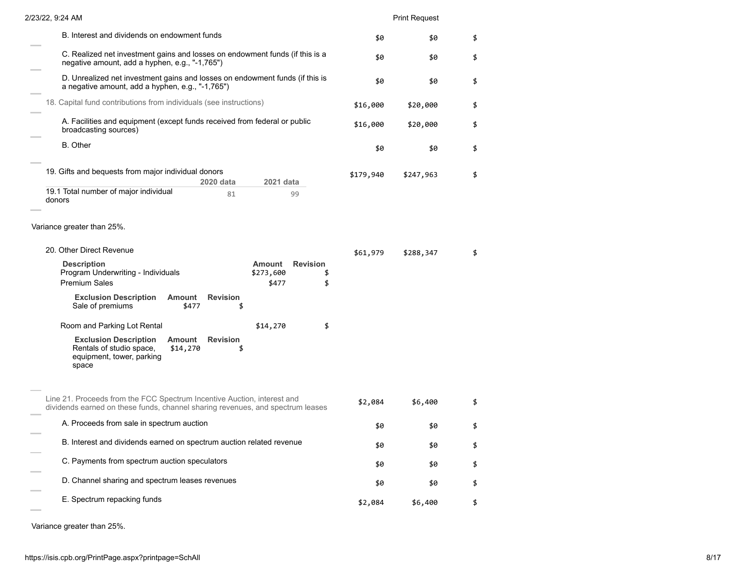| | | | |
|---|---|---|---|
| B. Interest and dividends on endowment funds | $0 | $0 | $ |
| C. Realized net investment gains and losses on endowment funds (if this is a negative amount, add a hyphen, e.g., "-1,765") | $0 | $0 | $ |
| D. Unrealized net investment gains and losses on endowment funds (if this is a negative amount, add a hyphen, e.g., "-1,765") | $0 | $0 | $ |
| 18. Capital fund contributions from individuals (see instructions) | $16,000 | $20,000 | $ |
| A. Facilities and equipment (except funds received from federal or public broadcasting sources) | $16,000 | $20,000 | $ |
| B. Other | $0 | $0 | $ |
| 19. Gifts and bequests from major individual donors | $179,940 | $247,963 | $ |

| | 2020 data | 2021 data |
|---|---|---|
| 19.1 Total number of major individual donors | 81 | 99 |

Variance greater than 25%.

| | | | |
|---|---|---|---|
| 20. Other Direct Revenue | $61,979 | $288,347 | $ |

| Description | Amount | Revision |
|---|---|---|
| Program Underwriting - Individuals | $273,600 | $ |
| Premium Sales | $477 | $ |

| Exclusion Description | Amount | Revision |
|---|---|---|
| Sale of premiums | $477 | $ |

| Description | Amount | Revision |
|---|---|---|
| Room and Parking Lot Rental | $14,270 | $ |

| Exclusion Description | Amount | Revision |
|---|---|---|
| Rentals of studio space, equipment, tower, parking space | $14,270 | $ |

| | | | |
|---|---|---|---|
| Line 21. Proceeds from the FCC Spectrum Incentive Auction, interest and dividends earned on these funds, channel sharing revenues, and spectrum leases | $2,084 | $6,400 | $ |
| A. Proceeds from sale in spectrum auction | $0 | $0 | $ |
| B. Interest and dividends earned on spectrum auction related revenue | $0 | $0 | $ |
| C. Payments from spectrum auction speculators | $0 | $0 | $ |
| D. Channel sharing and spectrum leases revenues | $0 | $0 | $ |
| E. Spectrum repacking funds | $2,084 | $6,400 | $ |

Variance greater than 25%.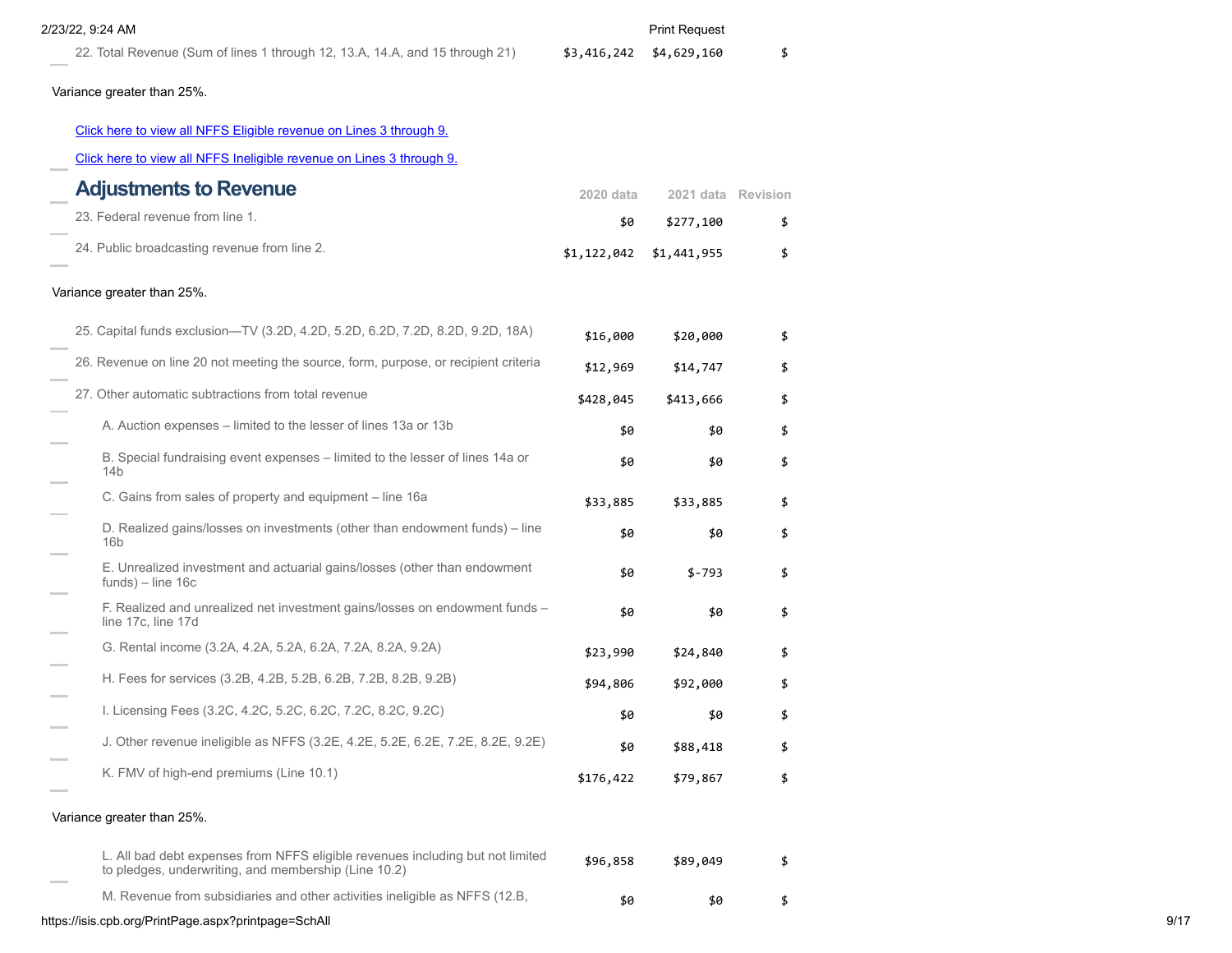| | | | |
|---|---|---|---|
| 22. Total Revenue (Sum of lines 1 through 12, 13.A, 14.A, and 15 through 21) | $3,416,242 | $4,629,160 | $ |

Variance greater than 25%.

[Click here to view all NFFS Eligible revenue on Lines 3 through 9.](#)

[Click here to view all NFFS Ineligible revenue on Lines 3 through 9.](#)

## Adjustments to Revenue

| | 2020 data | 2021 data | Revision |
|---|---|---|---|
| 23. Federal revenue from line 1. | $0 | $277,100 | $ |
| 24. Public broadcasting revenue from line 2. | $1,122,042 | $1,441,955 | $ |

Variance greater than 25%.

| | 2020 data | 2021 data | Revision |
|---|---|---|---|
| 25. Capital funds exclusion—TV (3.2D, 4.2D, 5.2D, 6.2D, 7.2D, 8.2D, 9.2D, 18A) | $16,000 | $20,000 | $ |
| 26. Revenue on line 20 not meeting the source, form, purpose, or recipient criteria | $12,969 | $14,747 | $ |
| 27. Other automatic subtractions from total revenue | $428,045 | $413,666 | $ |
| A. Auction expenses – limited to the lesser of lines 13a or 13b | $0 | $0 | $ |
| B. Special fundraising event expenses – limited to the lesser of lines 14a or 14b | $0 | $0 | $ |
| C. Gains from sales of property and equipment – line 16a | $33,885 | $33,885 | $ |
| D. Realized gains/losses on investments (other than endowment funds) – line 16b | $0 | $0 | $ |
| E. Unrealized investment and actuarial gains/losses (other than endowment funds) – line 16c | $0 | $-793 | $ |
| F. Realized and unrealized net investment gains/losses on endowment funds – line 17c, line 17d | $0 | $0 | $ |
| G. Rental income (3.2A, 4.2A, 5.2A, 6.2A, 7.2A, 8.2A, 9.2A) | $23,990 | $24,840 | $ |
| H. Fees for services (3.2B, 4.2B, 5.2B, 6.2B, 7.2B, 8.2B, 9.2B) | $94,806 | $92,000 | $ |
| I. Licensing Fees (3.2C, 4.2C, 5.2C, 6.2C, 7.2C, 8.2C, 9.2C) | $0 | $0 | $ |
| J. Other revenue ineligible as NFFS (3.2E, 4.2E, 5.2E, 6.2E, 7.2E, 8.2E, 9.2E) | $0 | $88,418 | $ |
| K. FMV of high-end premiums (Line 10.1) | $176,422 | $79,867 | $ |

Variance greater than 25%.

| | 2020 data | 2021 data | Revision |
|---|---|---|---|
| L. All bad debt expenses from NFFS eligible revenues including but not limited to pledges, underwriting, and membership (Line 10.2) | $96,858 | $89,049 | $ |
| M. Revenue from subsidiaries and other activities ineligible as NFFS (12.B, | $0 | $0 | $ |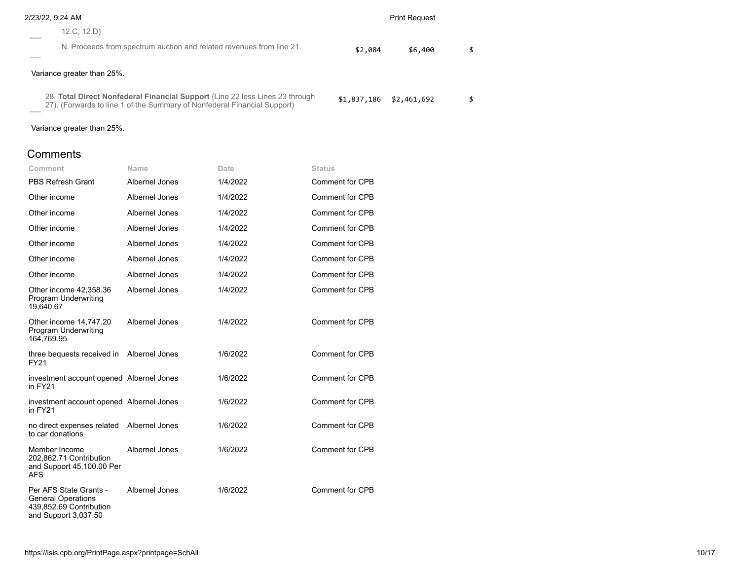12.C, 12.D)

| | | | |
|---|---|---|---|
| N. Proceeds from spectrum auction and related revenues from line 21. | $2,084 | $6,400 | $ |

Variance greater than 25%.

| | | | |
|---|---|---|---|
| 28. **Total Direct Nonfederal Financial Support** (Line 22 less Lines 23 through 27). (Forwards to line 1 of the Summary of Nonfederal Financial Support) | $1,837,186 | $2,461,692 | $ |

Variance greater than 25%.

## Comments

| Comment | Name | Date | Status |
|---|---|---|---|
| PBS Refresh Grant | Albernel Jones | 1/4/2022 | Comment for CPB |
| Other income | Albernel Jones | 1/4/2022 | Comment for CPB |
| Other income | Albernel Jones | 1/4/2022 | Comment for CPB |
| Other income | Albernel Jones | 1/4/2022 | Comment for CPB |
| Other income | Albernel Jones | 1/4/2022 | Comment for CPB |
| Other income | Albernel Jones | 1/4/2022 | Comment for CPB |
| Other income | Albernel Jones | 1/4/2022 | Comment for CPB |
| Other income 42,358.36 Program Underwriting 19,640.67 | Albernel Jones | 1/4/2022 | Comment for CPB |
| Other income 14,747.20 Program Underwriting 164,769.95 | Albernel Jones | 1/4/2022 | Comment for CPB |
| three bequests received in FY21 | Albernel Jones | 1/6/2022 | Comment for CPB |
| investment account opened in FY21 | Albernel Jones | 1/6/2022 | Comment for CPB |
| investment account opened in FY21 | Albernel Jones | 1/6/2022 | Comment for CPB |
| no direct expenses related to car donations | Albernel Jones | 1/6/2022 | Comment for CPB |
| Member Income 202,862.71 Contribution and Support 45,100.00 Per AFS | Albernel Jones | 1/6/2022 | Comment for CPB |
| Per AFS State Grants - General Operations 439,852.69 Contribution and Support 3,037.50 | Albernel Jones | 1/6/2022 | Comment for CPB |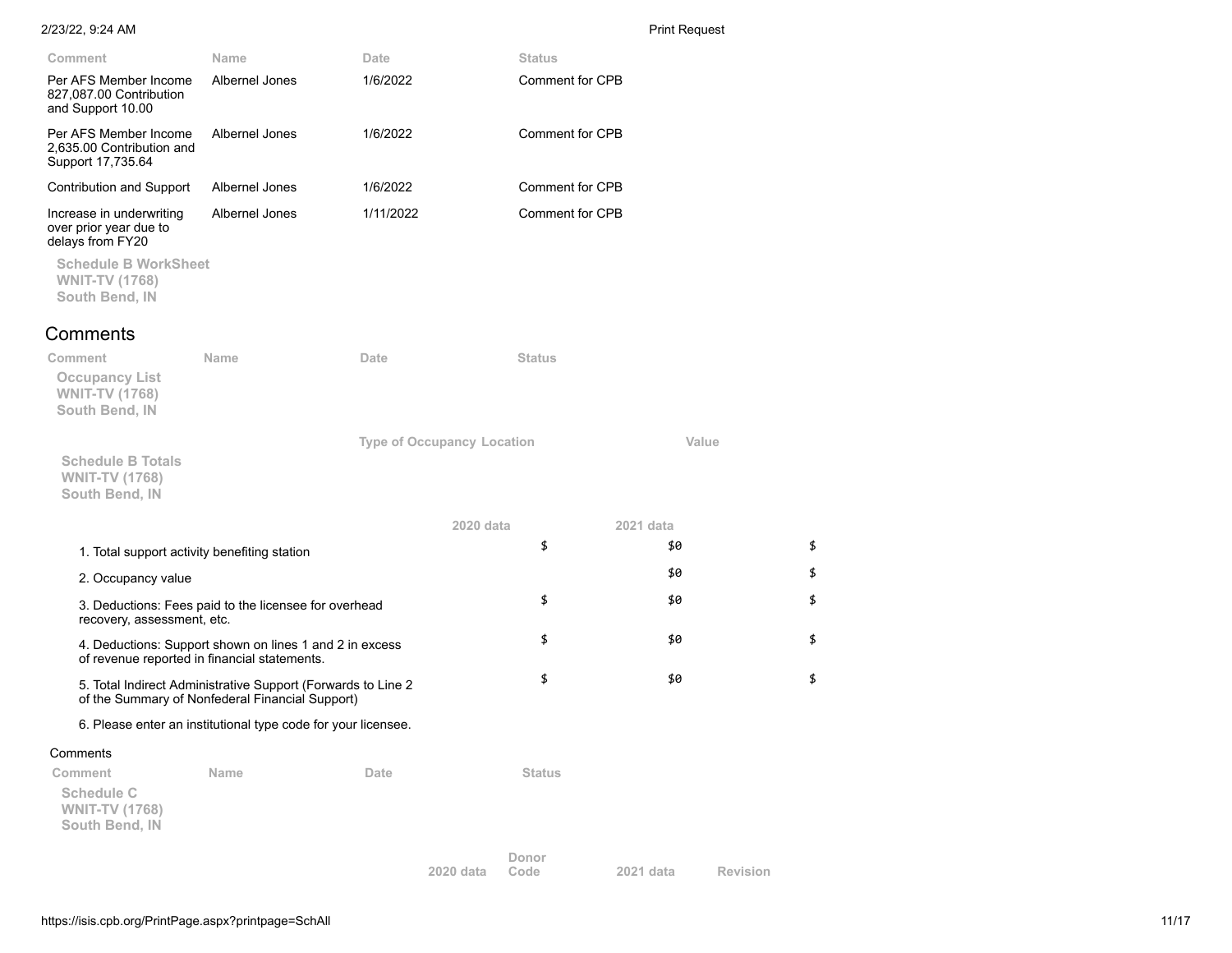| Comment | Name | Date | Status |
|---|---|---|---|
| Per AFS Member Income 827,087.00 Contribution and Support 10.00 | Albernel Jones | 1/6/2022 | Comment for CPB |
| Per AFS Member Income 2,635.00 Contribution and Support 17,735.64 | Albernel Jones | 1/6/2022 | Comment for CPB |
| Contribution and Support | Albernel Jones | 1/6/2022 | Comment for CPB |
| Increase in underwriting over prior year due to delays from FY20 | Albernel Jones | 1/11/2022 | Comment for CPB |

**Schedule B WorkSheet**
**WNIT-TV (1768)**
**South Bend, IN**

## Comments

| Comment | Name | Date | Status |
|---|---|---|---|

**Occupancy List**
**WNIT-TV (1768)**
**South Bend, IN**

| Type of Occupancy | Location | Value |
|---|---|---|

**Schedule B Totals**
**WNIT-TV (1768)**
**South Bend, IN**

| | 2020 data | | 2021 data |
|---|---|---|---|
| 1. Total support activity benefiting station | $ | $0 | $ |
| 2. Occupancy value | | $0 | $ |
| 3. Deductions: Fees paid to the licensee for overhead recovery, assessment, etc. | $ | $0 | $ |
| 4. Deductions: Support shown on lines 1 and 2 in excess of revenue reported in financial statements. | $ | $0 | $ |
| 5. Total Indirect Administrative Support (Forwards to Line 2 of the Summary of Nonfederal Financial Support) | $ | $0 | $ |
| 6. Please enter an institutional type code for your licensee. | | | |

Comments

| Comment | Name | Date | Status |
|---|---|---|---|

**Schedule C**
**WNIT-TV (1768)**
**South Bend, IN**

| | 2020 data | Donor Code | 2021 data | Revision |
|---|---|---|---|---|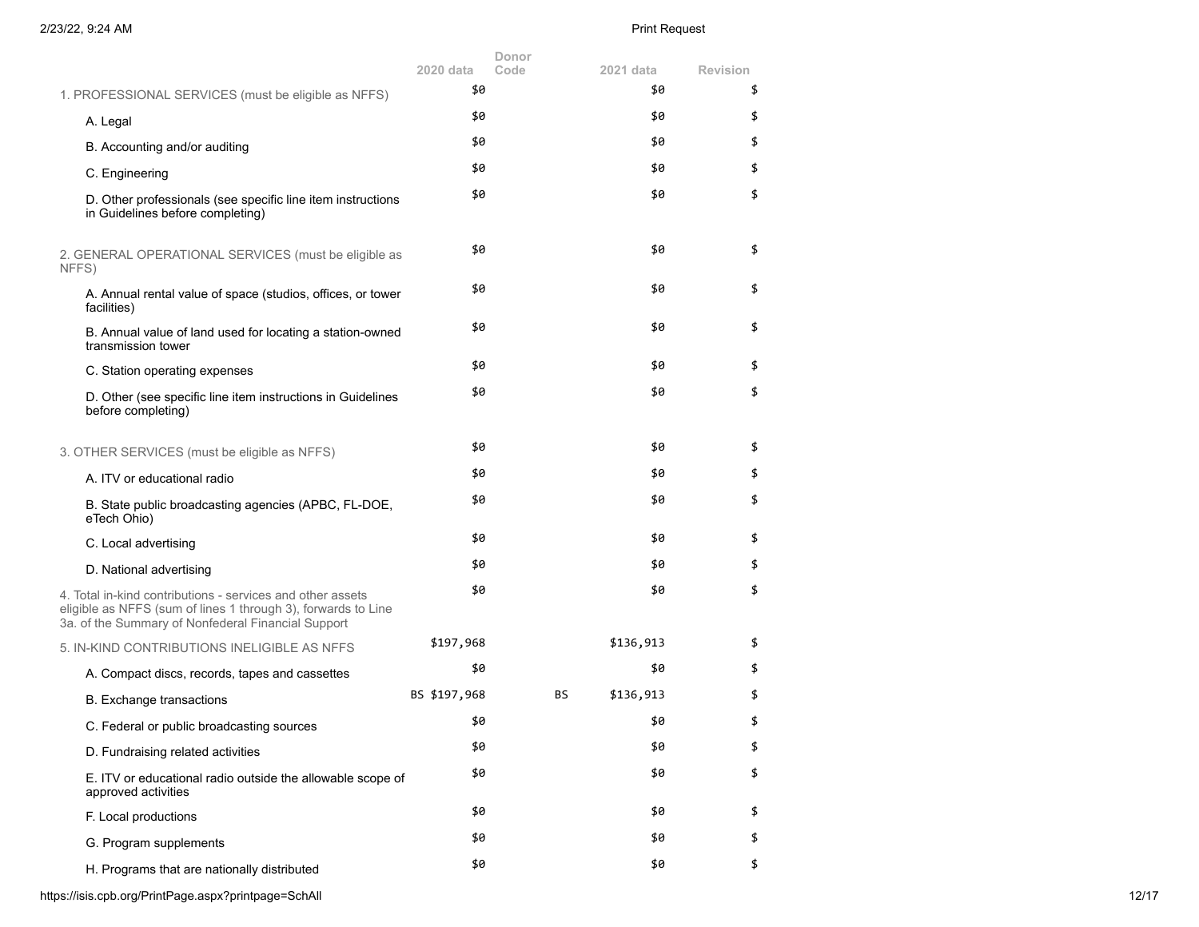| | 2020 data | Donor Code | 2021 data | Revision |
|---|---|---|---|---|
| 1. PROFESSIONAL SERVICES (must be eligible as NFFS) | $0 | | $0 | $ |
| A. Legal | $0 | | $0 | $ |
| B. Accounting and/or auditing | $0 | | $0 | $ |
| C. Engineering | $0 | | $0 | $ |
| D. Other professionals (see specific line item instructions in Guidelines before completing) | $0 | | $0 | $ |
| 2. GENERAL OPERATIONAL SERVICES (must be eligible as NFFS) | $0 | | $0 | $ |
| A. Annual rental value of space (studios, offices, or tower facilities) | $0 | | $0 | $ |
| B. Annual value of land used for locating a station-owned transmission tower | $0 | | $0 | $ |
| C. Station operating expenses | $0 | | $0 | $ |
| D. Other (see specific line item instructions in Guidelines before completing) | $0 | | $0 | $ |
| 3. OTHER SERVICES (must be eligible as NFFS) | $0 | | $0 | $ |
| A. ITV or educational radio | $0 | | $0 | $ |
| B. State public broadcasting agencies (APBC, FL-DOE, eTech Ohio) | $0 | | $0 | $ |
| C. Local advertising | $0 | | $0 | $ |
| D. National advertising | $0 | | $0 | $ |
| 4. Total in-kind contributions - services and other assets eligible as NFFS (sum of lines 1 through 3), forwards to Line 3a. of the Summary of Nonfederal Financial Support | $0 | | $0 | $ |
| 5. IN-KIND CONTRIBUTIONS INELIGIBLE AS NFFS | $197,968 | | $136,913 | $ |
| A. Compact discs, records, tapes and cassettes | $0 | | $0 | $ |
| B. Exchange transactions | BS $197,968 | BS | $136,913 | $ |
| C. Federal or public broadcasting sources | $0 | | $0 | $ |
| D. Fundraising related activities | $0 | | $0 | $ |
| E. ITV or educational radio outside the allowable scope of approved activities | $0 | | $0 | $ |
| F. Local productions | $0 | | $0 | $ |
| G. Program supplements | $0 | | $0 | $ |
| H. Programs that are nationally distributed | $0 | | $0 | $ |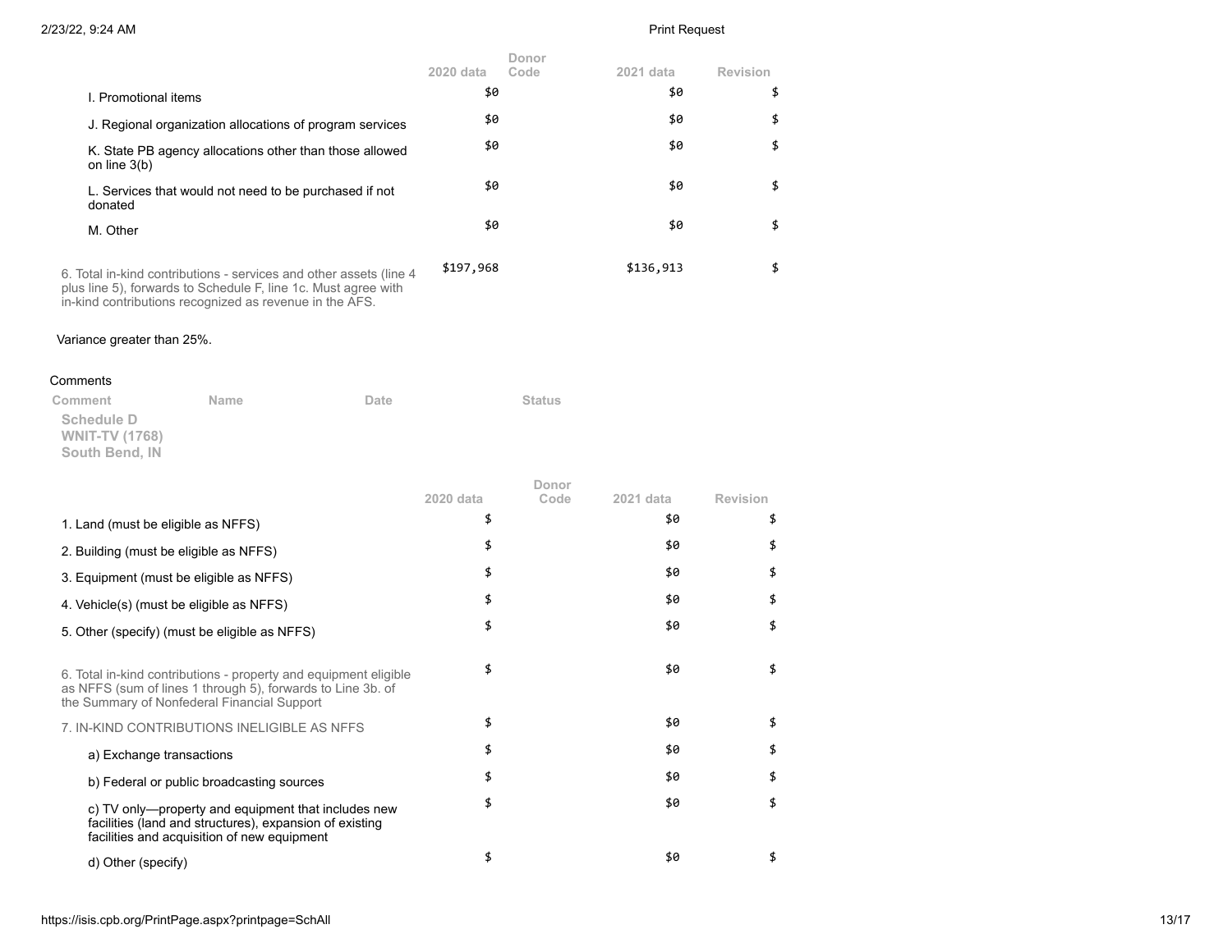| | 2020 data | Donor Code | 2021 data | Revision |
|---|---|---|---|---|
| I. Promotional items | $0 | | $0 | $ |
| J. Regional organization allocations of program services | $0 | | $0 | $ |
| K. State PB agency allocations other than those allowed on line 3(b) | $0 | | $0 | $ |
| L. Services that would not need to be purchased if not donated | $0 | | $0 | $ |
| M. Other | $0 | | $0 | $ |
| 6. Total in-kind contributions - services and other assets (line 4 plus line 5), forwards to Schedule F, line 1c. Must agree with in-kind contributions recognized as revenue in the AFS. | $197,968 | | $136,913 | $ |

Variance greater than 25%.

Comments

| Comment | Name | Date | Status |
|---|---|---|---|

**Schedule D**
**WNIT-TV (1768)**
**South Bend, IN**

| | 2020 data | Donor Code | 2021 data | Revision |
|---|---|---|---|---|
| 1. Land (must be eligible as NFFS) | $ | | $0 | $ |
| 2. Building (must be eligible as NFFS) | $ | | $0 | $ |
| 3. Equipment (must be eligible as NFFS) | $ | | $0 | $ |
| 4. Vehicle(s) (must be eligible as NFFS) | $ | | $0 | $ |
| 5. Other (specify) (must be eligible as NFFS) | $ | | $0 | $ |
| 6. Total in-kind contributions - property and equipment eligible as NFFS (sum of lines 1 through 5), forwards to Line 3b. of the Summary of Nonfederal Financial Support | $ | | $0 | $ |
| 7. IN-KIND CONTRIBUTIONS INELIGIBLE AS NFFS | $ | | $0 | $ |
| a) Exchange transactions | $ | | $0 | $ |
| b) Federal or public broadcasting sources | $ | | $0 | $ |
| c) TV only—property and equipment that includes new facilities (land and structures), expansion of existing facilities and acquisition of new equipment | $ | | $0 | $ |
| d) Other (specify) | $ | | $0 | $ |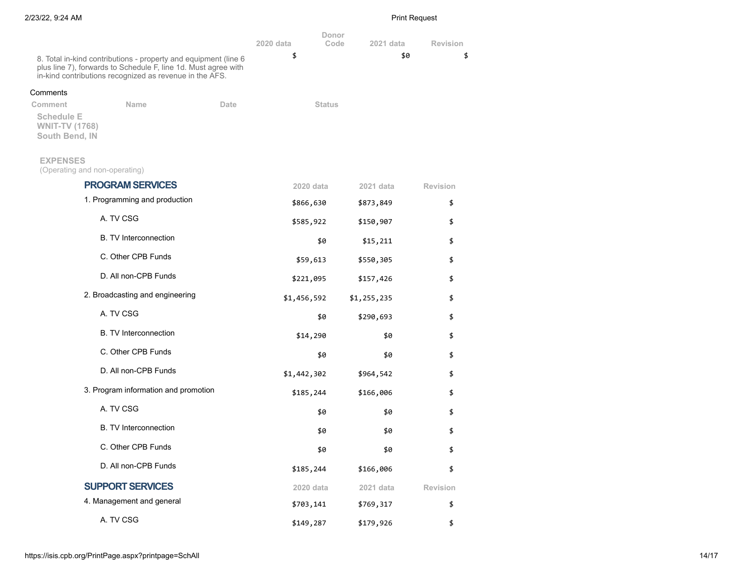| | 2020 data | Donor Code | 2021 data | Revision |
|---|---|---|---|---|
| 8. Total in-kind contributions - property and equipment (line 6 plus line 7), forwards to Schedule F, line 1d. Must agree with in-kind contributions recognized as revenue in the AFS. | $ | | $0 | $ |

Comments

| Comment | Name | Date | Status |
|---|---|---|---|

**Schedule E**
**WNIT-TV (1768)**
**South Bend, IN**

**EXPENSES**
(Operating and non-operating)

| PROGRAM SERVICES | 2020 data | 2021 data | Revision |
|---|---|---|---|
| 1. Programming and production | $866,630 | $873,849 | $ |
| A. TV CSG | $585,922 | $150,907 | $ |
| B. TV Interconnection | $0 | $15,211 | $ |
| C. Other CPB Funds | $59,613 | $550,305 | $ |
| D. All non-CPB Funds | $221,095 | $157,426 | $ |
| 2. Broadcasting and engineering | $1,456,592 | $1,255,235 | $ |
| A. TV CSG | $0 | $290,693 | $ |
| B. TV Interconnection | $14,290 | $0 | $ |
| C. Other CPB Funds | $0 | $0 | $ |
| D. All non-CPB Funds | $1,442,302 | $964,542 | $ |
| 3. Program information and promotion | $185,244 | $166,006 | $ |
| A. TV CSG | $0 | $0 | $ |
| B. TV Interconnection | $0 | $0 | $ |
| C. Other CPB Funds | $0 | $0 | $ |
| D. All non-CPB Funds | $185,244 | $166,006 | $ |

| SUPPORT SERVICES | 2020 data | 2021 data | Revision |
|---|---|---|---|
| 4. Management and general | $703,141 | $769,317 | $ |
| A. TV CSG | $149,287 | $179,926 | $ |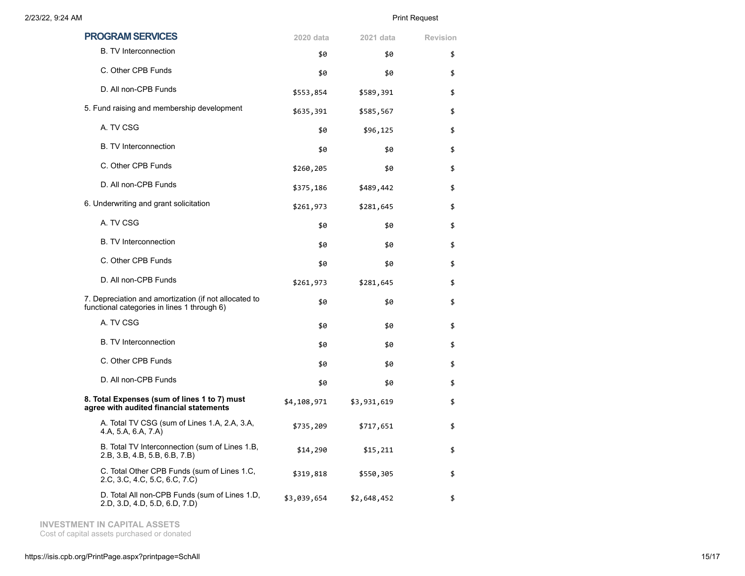| PROGRAM SERVICES | 2020 data | 2021 data | Revision |
|---|---|---|---|
| B. TV Interconnection | $0 | $0 | $ |
| C. Other CPB Funds | $0 | $0 | $ |
| D. All non-CPB Funds | $553,854 | $589,391 | $ |
| 5. Fund raising and membership development | $635,391 | $585,567 | $ |
| A. TV CSG | $0 | $96,125 | $ |
| B. TV Interconnection | $0 | $0 | $ |
| C. Other CPB Funds | $260,205 | $0 | $ |
| D. All non-CPB Funds | $375,186 | $489,442 | $ |
| 6. Underwriting and grant solicitation | $261,973 | $281,645 | $ |
| A. TV CSG | $0 | $0 | $ |
| B. TV Interconnection | $0 | $0 | $ |
| C. Other CPB Funds | $0 | $0 | $ |
| D. All non-CPB Funds | $261,973 | $281,645 | $ |
| 7. Depreciation and amortization (if not allocated to functional categories in lines 1 through 6) | $0 | $0 | $ |
| A. TV CSG | $0 | $0 | $ |
| B. TV Interconnection | $0 | $0 | $ |
| C. Other CPB Funds | $0 | $0 | $ |
| D. All non-CPB Funds | $0 | $0 | $ |
| **8. Total Expenses (sum of lines 1 to 7) must agree with audited financial statements** | $4,108,971 | $3,931,619 | $ |
| A. Total TV CSG (sum of Lines 1.A, 2.A, 3.A, 4.A, 5.A, 6.A, 7.A) | $735,209 | $717,651 | $ |
| B. Total TV Interconnection (sum of Lines 1.B, 2.B, 3.B, 4.B, 5.B, 6.B, 7.B) | $14,290 | $15,211 | $ |
| C. Total Other CPB Funds (sum of Lines 1.C, 2.C, 3.C, 4.C, 5.C, 6.C, 7.C) | $319,818 | $550,305 | $ |
| D. Total All non-CPB Funds (sum of Lines 1.D, 2.D, 3.D, 4.D, 5.D, 6.D, 7.D) | $3,039,654 | $2,648,452 | $ |

## INVESTMENT IN CAPITAL ASSETS

Cost of capital assets purchased or donated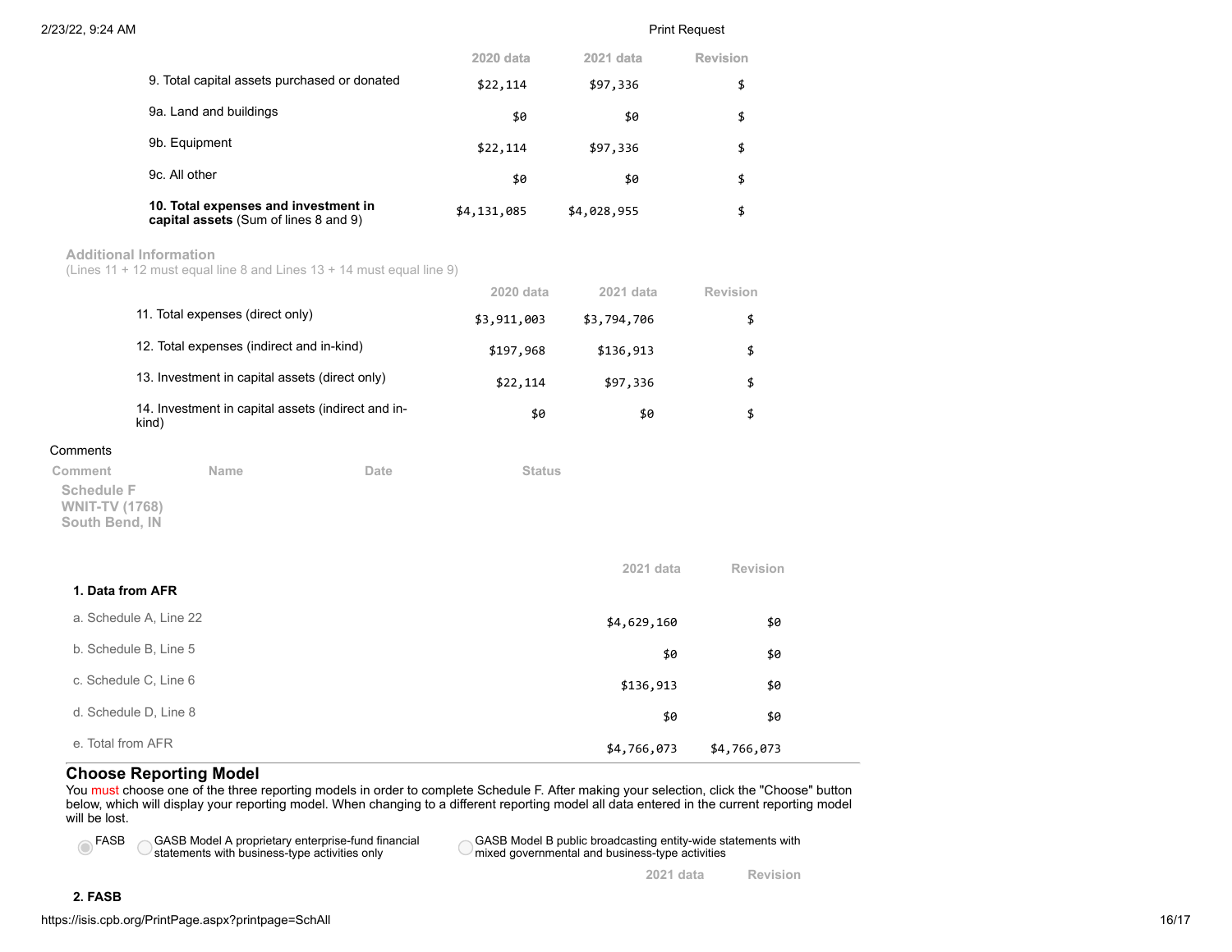| | 2020 data | 2021 data | Revision |
|---|---|---|---|
| 9. Total capital assets purchased or donated | $22,114 | $97,336 | $ |
| 9a. Land and buildings | $0 | $0 | $ |
| 9b. Equipment | $22,114 | $97,336 | $ |
| 9c. All other | $0 | $0 | $ |
| **10. Total expenses and investment in capital assets** (Sum of lines 8 and 9) | $4,131,085 | $4,028,955 | $ |

### Additional Information

(Lines 11 + 12 must equal line 8 and Lines 13 + 14 must equal line 9)

| | 2020 data | 2021 data | Revision |
|---|---|---|---|
| 11. Total expenses (direct only) | $3,911,003 | $3,794,706 | $ |
| 12. Total expenses (indirect and in-kind) | $197,968 | $136,913 | $ |
| 13. Investment in capital assets (direct only) | $22,114 | $97,336 | $ |
| 14. Investment in capital assets (indirect and in-kind) | $0 | $0 | $ |

Comments

| Comment | Name | Date | Status |
|---|---|---|---|

## Schedule F
**WNIT-TV (1768)**
**South Bend, IN**

| | 2021 data | Revision |
|---|---|---|
| **1. Data from AFR** | | |
| a. Schedule A, Line 22 | $4,629,160 | $0 |
| b. Schedule B, Line 5 | $0 | $0 |
| c. Schedule C, Line 6 | $136,913 | $0 |
| d. Schedule D, Line 8 | $0 | $0 |
| e. Total from AFR | $4,766,073 | $4,766,073 |

### Choose Reporting Model

You must choose one of the three reporting models in order to complete Schedule F. After making your selection, click the "Choose" button below, which will display your reporting model. When changing to a different reporting model all data entered in the current reporting model will be lost.

- (●) FASB
- ( ) GASB Model A proprietary enterprise-fund financial statements with business-type activities only
- ( ) GASB Model B public broadcasting entity-wide statements with mixed governmental and business-type activities

| | 2021 data | Revision |
|---|---|---|
| **2. FASB** | | |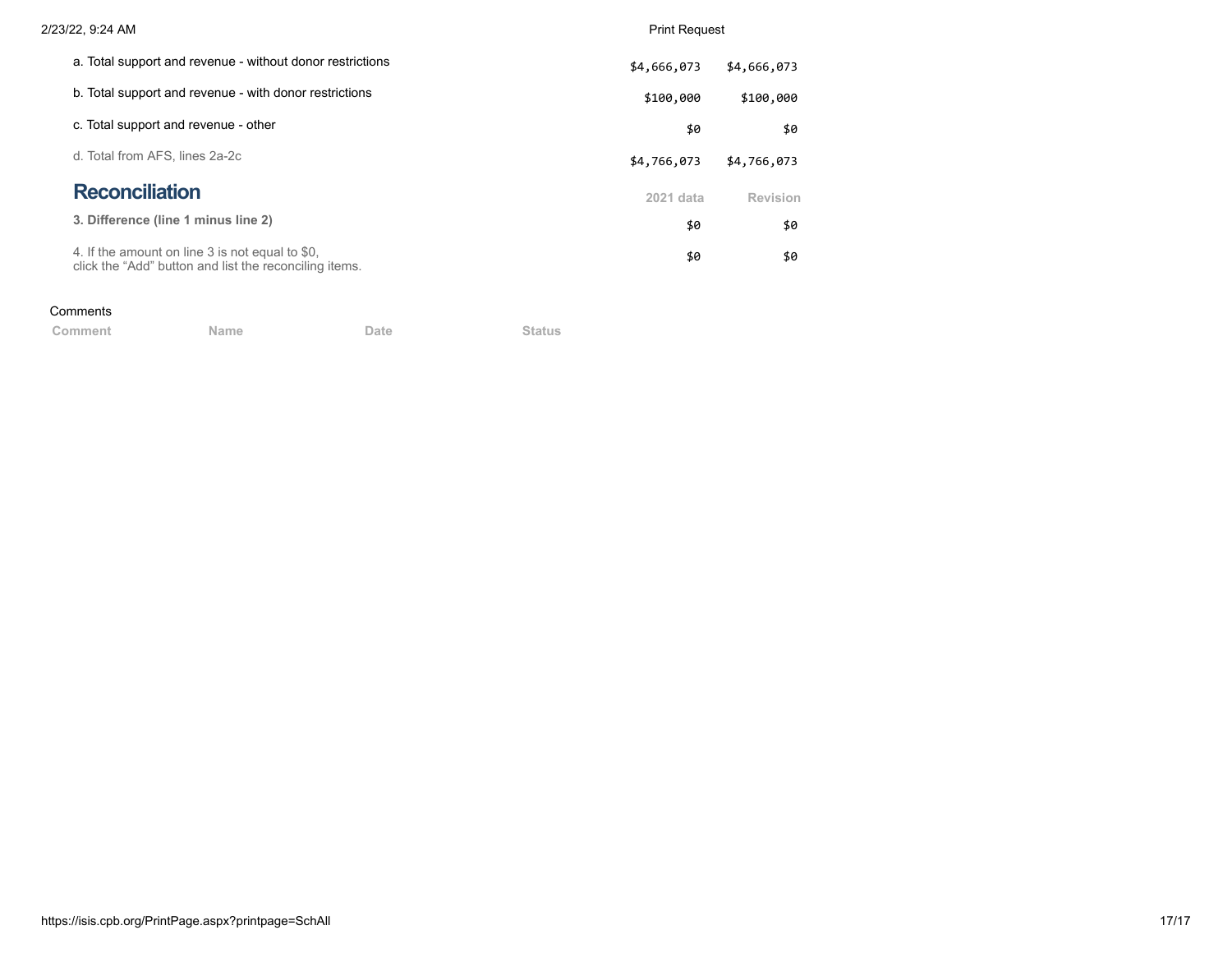| | | |
|---|---|---|
| a. Total support and revenue - without donor restrictions | $4,666,073 | $4,666,073 |
| b. Total support and revenue - with donor restrictions | $100,000 | $100,000 |
| c. Total support and revenue - other | $0 | $0 |
| d. Total from AFS, lines 2a-2c | $4,766,073 | $4,766,073 |

## Reconciliation

| | 2021 data | Revision |
|---|---|---|
| **3. Difference (line 1 minus line 2)** | $0 | $0 |
| 4. If the amount on line 3 is not equal to $0, click the “Add” button and list the reconciling items. | $0 | $0 |

Comments

| Comment | Name | Date | Status |
|---|---|---|---|